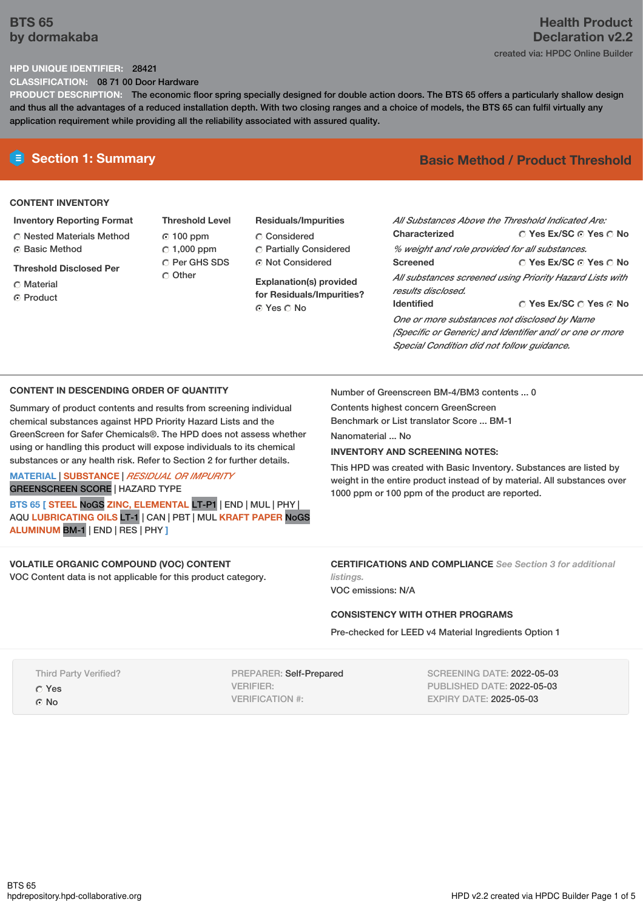# BTS 65
**by dormakaba**

**Health Product Declaration v2.2**
created via: HPDC Online Builder

**HPD UNIQUE IDENTIFIER:** 28421
**CLASSIFICATION:** 08 71 00 Door Hardware
**PRODUCT DESCRIPTION:** The economic floor spring specially designed for double action doors. The BTS 65 offers a particularly shallow design and thus all the advantages of a reduced installation depth. With two closing ranges and a choice of models, the BTS 65 can fulfil virtually any application requirement while providing all the reliability associated with assured quality.

## Section 1: Summary

**Basic Method / Product Threshold**

### CONTENT INVENTORY

**Inventory Reporting Format**
- ○ Nested Materials Method
- ◉ Basic Method

**Threshold Disclosed Per**
- ○ Material
- ◉ Product

**Threshold Level**
- ◉ 100 ppm
- ○ 1,000 ppm
- ○ Per GHS SDS
- ○ Other

**Residuals/Impurities**
- ○ Considered
- ○ Partially Considered
- ◉ Not Considered

**Explanation(s) provided for Residuals/Impurities?**
◉ Yes ○ No

*All Substances Above the Threshold Indicated Are:*

**Characterized** ○ Yes Ex/SC ◉ Yes ○ No
*% weight and role provided for all substances.*

**Screened** ○ Yes Ex/SC ◉ Yes ○ No
*All substances screened using Priority Hazard Lists with results disclosed.*

**Identified** ○ Yes Ex/SC ○ Yes ◉ No
*One or more substances not disclosed by Name (Specific or Generic) and Identifier and/ or one or more Special Condition did not follow guidance.*

### CONTENT IN DESCENDING ORDER OF QUANTITY

Summary of product contents and results from screening individual chemical substances against HPD Priority Hazard Lists and the GreenScreen for Safer Chemicals®. The HPD does not assess whether using or handling this product will expose individuals to its chemical substances or any health risk. Refer to Section 2 for further details.

MATERIAL | SUBSTANCE | *RESIDUAL OR IMPURITY*
GREENSCREEN SCORE | HAZARD TYPE

BTS 65 [ STEEL NoGS ZINC, ELEMENTAL LT-P1 | END | MUL | PHY | AQU LUBRICATING OILS LT-1 | CAN | PBT | MUL KRAFT PAPER NoGS ALUMINUM BM-1 | END | RES | PHY ]

Number of Greenscreen BM-4/BM3 contents ... 0

Contents highest concern GreenScreen Benchmark or List translator Score ... BM-1

Nanomaterial ... No

**INVENTORY AND SCREENING NOTES:**

This HPD was created with Basic Inventory. Substances are listed by weight in the entire product instead of by material. All substances over 1000 ppm or 100 ppm of the product are reported.

### VOLATILE ORGANIC COMPOUND (VOC) CONTENT

VOC Content data is not applicable for this product category.

### CERTIFICATIONS AND COMPLIANCE *See Section 3 for additional listings.*

VOC emissions: N/A

### CONSISTENCY WITH OTHER PROGRAMS

Pre-checked for LEED v4 Material Ingredients Option 1

Third Party Verified?
- ○ Yes
- ◉ No

PREPARER: Self-Prepared
VERIFIER:
VERIFICATION #:

SCREENING DATE: 2022-05-03
PUBLISHED DATE: 2022-05-03
EXPIRY DATE: 2025-05-03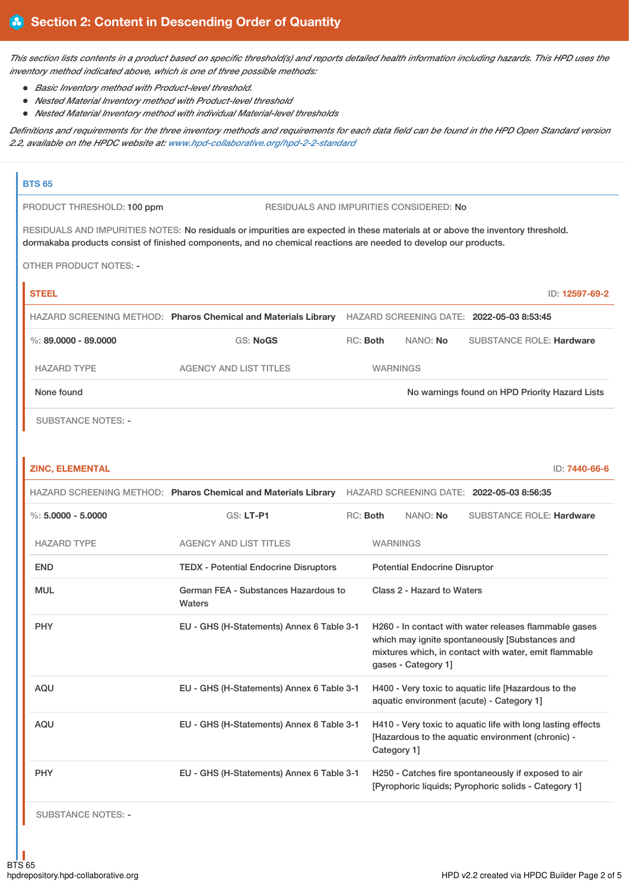## Section 2: Content in Descending Order of Quantity

*This section lists contents in a product based on specific threshold(s) and reports detailed health information including hazards. This HPD uses the inventory method indicated above, which is one of three possible methods:*

- *Basic Inventory method with Product-level threshold.*
- *Nested Material Inventory method with Product-level threshold*
- *Nested Material Inventory method with individual Material-level thresholds*

*Definitions and requirements for the three inventory methods and requirements for each data field can be found in the HPD Open Standard version 2.2, available on the HPDC website at: [www.hpd-collaborative.org/hpd-2-2-standard](www.hpd-collaborative.org/hpd-2-2-standard)*

### BTS 65

PRODUCT THRESHOLD: 100 ppm    RESIDUALS AND IMPURITIES CONSIDERED: No

RESIDUALS AND IMPURITIES NOTES: No residuals or impurities are expected in these materials at or above the inventory threshold. dormakaba products consist of finished components, and no chemical reactions are needed to develop our products.

OTHER PRODUCT NOTES: -

#### STEEL — ID: 12597-69-2

HAZARD SCREENING METHOD: **Pharos Chemical and Materials Library**    HAZARD SCREENING DATE: **2022-05-03 8:53:45**

%: **89.0000 - 89.0000**    GS: **NoGS**    RC: **Both**    NANO: **No**    SUBSTANCE ROLE: **Hardware**

| HAZARD TYPE | AGENCY AND LIST TITLES | WARNINGS |
|---|---|---|
| None found | | No warnings found on HPD Priority Hazard Lists |

SUBSTANCE NOTES: -

#### ZINC, ELEMENTAL — ID: 7440-66-6

HAZARD SCREENING METHOD: **Pharos Chemical and Materials Library**    HAZARD SCREENING DATE: **2022-05-03 8:56:35**

%: **5.0000 - 5.0000**    GS: **LT-P1**    RC: **Both**    NANO: **No**    SUBSTANCE ROLE: **Hardware**

| HAZARD TYPE | AGENCY AND LIST TITLES | WARNINGS |
|---|---|---|
| END | TEDX - Potential Endocrine Disruptors | Potential Endocrine Disruptor |
| MUL | German FEA - Substances Hazardous to Waters | Class 2 - Hazard to Waters |
| PHY | EU - GHS (H-Statements) Annex 6 Table 3-1 | H260 - In contact with water releases flammable gases which may ignite spontaneously [Substances and mixtures which, in contact with water, emit flammable gases - Category 1] |
| AQU | EU - GHS (H-Statements) Annex 6 Table 3-1 | H400 - Very toxic to aquatic life [Hazardous to the aquatic environment (acute) - Category 1] |
| AQU | EU - GHS (H-Statements) Annex 6 Table 3-1 | H410 - Very toxic to aquatic life with long lasting effects [Hazardous to the aquatic environment (chronic) - Category 1] |
| PHY | EU - GHS (H-Statements) Annex 6 Table 3-1 | H250 - Catches fire spontaneously if exposed to air [Pyrophoric liquids; Pyrophoric solids - Category 1] |

SUBSTANCE NOTES: -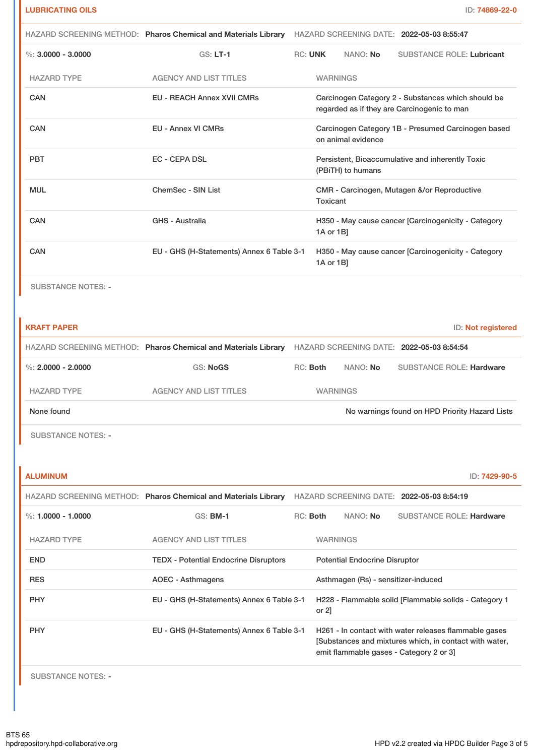## LUBRICATING OILS

ID: 74869-22-0

HAZARD SCREENING METHOD: **Pharos Chemical and Materials Library** HAZARD SCREENING DATE: **2022-05-03 8:55:47**

%: **3.0000 - 3.0000** GS: **LT-1** RC: **UNK** NANO: **No** SUBSTANCE ROLE: **Lubricant**

| HAZARD TYPE | AGENCY AND LIST TITLES | WARNINGS |
|---|---|---|
| CAN | EU - REACH Annex XVII CMRs | Carcinogen Category 2 - Substances which should be regarded as if they are Carcinogenic to man |
| CAN | EU - Annex VI CMRs | Carcinogen Category 1B - Presumed Carcinogen based on animal evidence |
| PBT | EC - CEPA DSL | Persistent, Bioaccumulative and inherently Toxic (PBiTH) to humans |
| MUL | ChemSec - SIN List | CMR - Carcinogen, Mutagen &/or Reproductive Toxicant |
| CAN | GHS - Australia | H350 - May cause cancer [Carcinogenicity - Category 1A or 1B] |
| CAN | EU - GHS (H-Statements) Annex 6 Table 3-1 | H350 - May cause cancer [Carcinogenicity - Category 1A or 1B] |

SUBSTANCE NOTES: -

## KRAFT PAPER

ID: Not registered

HAZARD SCREENING METHOD: **Pharos Chemical and Materials Library** HAZARD SCREENING DATE: **2022-05-03 8:54:54**

%: **2.0000 - 2.0000** GS: **NoGS** RC: **Both** NANO: **No** SUBSTANCE ROLE: **Hardware**

| HAZARD TYPE | AGENCY AND LIST TITLES | WARNINGS |
|---|---|---|
| None found | | No warnings found on HPD Priority Hazard Lists |

SUBSTANCE NOTES: -

## ALUMINUM

ID: 7429-90-5

HAZARD SCREENING METHOD: **Pharos Chemical and Materials Library** HAZARD SCREENING DATE: **2022-05-03 8:54:19**

%: **1.0000 - 1.0000** GS: **BM-1** RC: **Both** NANO: **No** SUBSTANCE ROLE: **Hardware**

| HAZARD TYPE | AGENCY AND LIST TITLES | WARNINGS |
|---|---|---|
| END | TEDX - Potential Endocrine Disruptors | Potential Endocrine Disruptor |
| RES | AOEC - Asthmagens | Asthmagen (Rs) - sensitizer-induced |
| PHY | EU - GHS (H-Statements) Annex 6 Table 3-1 | H228 - Flammable solid [Flammable solids - Category 1 or 2] |
| PHY | EU - GHS (H-Statements) Annex 6 Table 3-1 | H261 - In contact with water releases flammable gases [Substances and mixtures which, in contact with water, emit flammable gases - Category 2 or 3] |

SUBSTANCE NOTES: -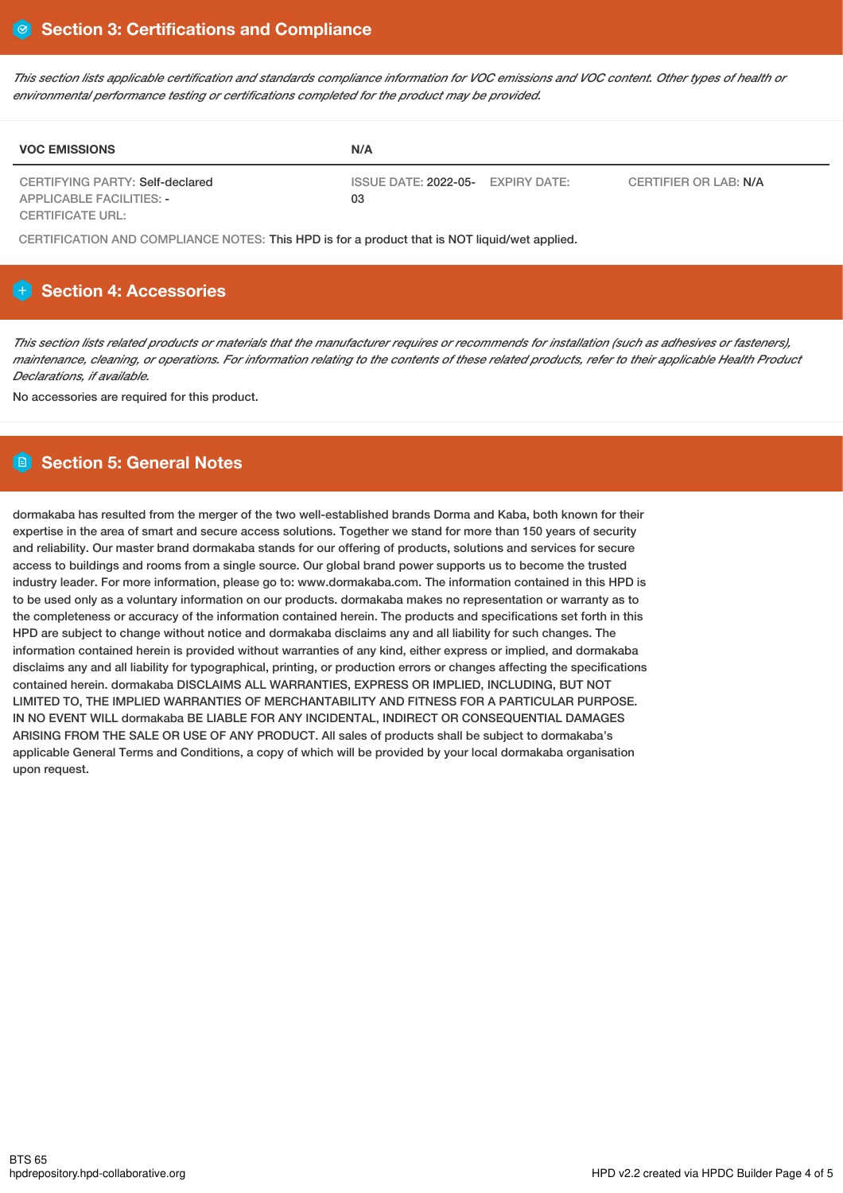## Section 3: Certifications and Compliance

*This section lists applicable certification and standards compliance information for VOC emissions and VOC content. Other types of health or environmental performance testing or certifications completed for the product may be provided.*

| VOC EMISSIONS | N/A | | |
|---|---|---|---|
| CERTIFYING PARTY: Self-declared<br>APPLICABLE FACILITIES: -<br>CERTIFICATE URL: | ISSUE DATE: 2022-05-03 | EXPIRY DATE: | CERTIFIER OR LAB: N/A |

CERTIFICATION AND COMPLIANCE NOTES: This HPD is for a product that is NOT liquid/wet applied.

## Section 4: Accessories

*This section lists related products or materials that the manufacturer requires or recommends for installation (such as adhesives or fasteners), maintenance, cleaning, or operations. For information relating to the contents of these related products, refer to their applicable Health Product Declarations, if available.*

No accessories are required for this product.

## Section 5: General Notes

dormakaba has resulted from the merger of the two well-established brands Dorma and Kaba, both known for their expertise in the area of smart and secure access solutions. Together we stand for more than 150 years of security and reliability. Our master brand dormakaba stands for our offering of products, solutions and services for secure access to buildings and rooms from a single source. Our global brand power supports us to become the trusted industry leader. For more information, please go to: www.dormakaba.com. The information contained in this HPD is to be used only as a voluntary information on our products. dormakaba makes no representation or warranty as to the completeness or accuracy of the information contained herein. The products and specifications set forth in this HPD are subject to change without notice and dormakaba disclaims any and all liability for such changes. The information contained herein is provided without warranties of any kind, either express or implied, and dormakaba disclaims any and all liability for typographical, printing, or production errors or changes affecting the specifications contained herein. dormakaba DISCLAIMS ALL WARRANTIES, EXPRESS OR IMPLIED, INCLUDING, BUT NOT LIMITED TO, THE IMPLIED WARRANTIES OF MERCHANTABILITY AND FITNESS FOR A PARTICULAR PURPOSE. IN NO EVENT WILL dormakaba BE LIABLE FOR ANY INCIDENTAL, INDIRECT OR CONSEQUENTIAL DAMAGES ARISING FROM THE SALE OR USE OF ANY PRODUCT. All sales of products shall be subject to dormakaba's applicable General Terms and Conditions, a copy of which will be provided by your local dormakaba organisation upon request.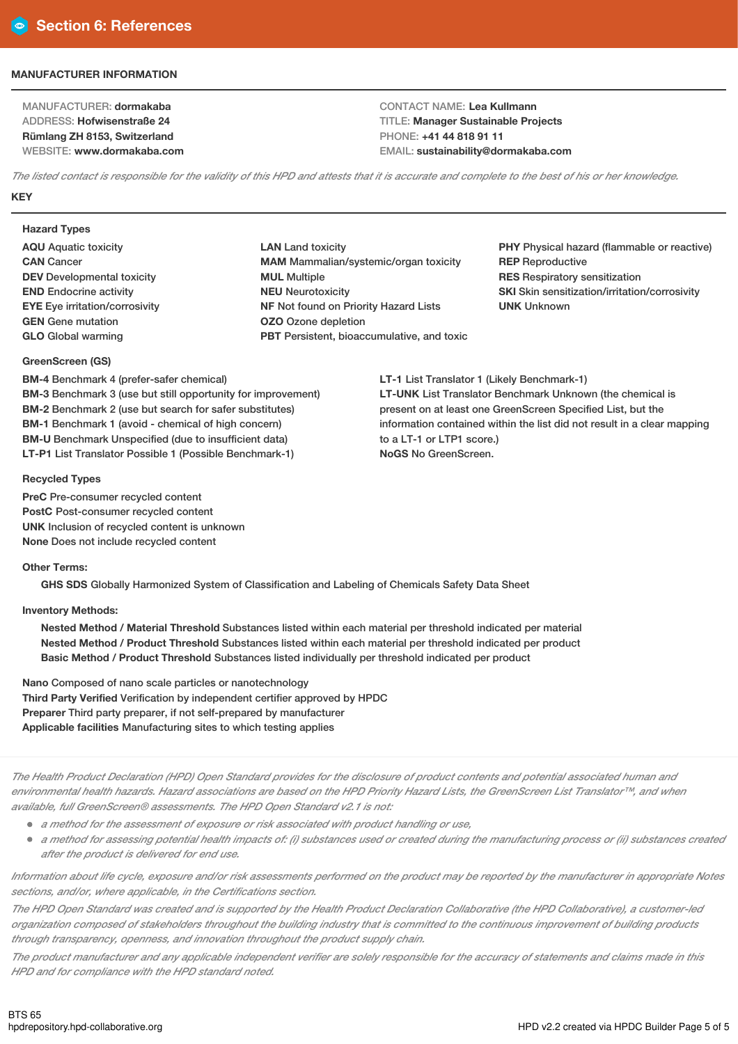## Section 6: References

### MANUFACTURER INFORMATION

MANUFACTURER: **dormakaba**
ADDRESS: **Hofwisenstraße 24**
**Rümlang ZH 8153, Switzerland**
WEBSITE: **www.dormakaba.com**

CONTACT NAME: **Lea Kullmann**
TITLE: **Manager Sustainable Projects**
PHONE: **+41 44 818 91 11**
EMAIL: **sustainability@dormakaba.com**

*The listed contact is responsible for the validity of this HPD and attests that it is accurate and complete to the best of his or her knowledge.*

### KEY

**Hazard Types**

**AQU** Aquatic toxicity
**CAN** Cancer
**DEV** Developmental toxicity
**END** Endocrine activity
**EYE** Eye irritation/corrosivity
**GEN** Gene mutation
**GLO** Global warming
**LAN** Land toxicity
**MAM** Mammalian/systemic/organ toxicity
**MUL** Multiple
**NEU** Neurotoxicity
**NF** Not found on Priority Hazard Lists
**OZO** Ozone depletion
**PBT** Persistent, bioaccumulative, and toxic
**PHY** Physical hazard (flammable or reactive)
**REP** Reproductive
**RES** Respiratory sensitization
**SKI** Skin sensitization/irritation/corrosivity
**UNK** Unknown

**GreenScreen (GS)**

**BM-4** Benchmark 4 (prefer-safer chemical)
**BM-3** Benchmark 3 (use but still opportunity for improvement)
**BM-2** Benchmark 2 (use but search for safer substitutes)
**BM-1** Benchmark 1 (avoid - chemical of high concern)
**BM-U** Benchmark Unspecified (due to insufficient data)
**LT-P1** List Translator Possible 1 (Possible Benchmark-1)
**LT-1** List Translator 1 (Likely Benchmark-1)
**LT-UNK** List Translator Benchmark Unknown (the chemical is present on at least one GreenScreen Specified List, but the information contained within the list did not result in a clear mapping to a LT-1 or LTP1 score.)
**NoGS** No GreenScreen.

**Recycled Types**

**PreC** Pre-consumer recycled content
**PostC** Post-consumer recycled content
**UNK** Inclusion of recycled content is unknown
**None** Does not include recycled content

**Other Terms:**

**GHS SDS** Globally Harmonized System of Classification and Labeling of Chemicals Safety Data Sheet

**Inventory Methods:**

**Nested Method / Material Threshold** Substances listed within each material per threshold indicated per material
**Nested Method / Product Threshold** Substances listed within each material per threshold indicated per product
**Basic Method / Product Threshold** Substances listed individually per threshold indicated per product

**Nano** Composed of nano scale particles or nanotechnology
**Third Party Verified** Verification by independent certifier approved by HPDC
**Preparer** Third party preparer, if not self-prepared by manufacturer
**Applicable facilities** Manufacturing sites to which testing applies

*The Health Product Declaration (HPD) Open Standard provides for the disclosure of product contents and potential associated human and environmental health hazards. Hazard associations are based on the HPD Priority Hazard Lists, the GreenScreen List Translator™, and when available, full GreenScreen® assessments. The HPD Open Standard v2.1 is not:*

- *a method for the assessment of exposure or risk associated with product handling or use,*
- *a method for assessing potential health impacts of: (i) substances used or created during the manufacturing process or (ii) substances created after the product is delivered for end use.*

*Information about life cycle, exposure and/or risk assessments performed on the product may be reported by the manufacturer in appropriate Notes sections, and/or, where applicable, in the Certifications section.*

*The HPD Open Standard was created and is supported by the Health Product Declaration Collaborative (the HPD Collaborative), a customer-led organization composed of stakeholders throughout the building industry that is committed to the continuous improvement of building products through transparency, openness, and innovation throughout the product supply chain.*

*The product manufacturer and any applicable independent verifier are solely responsible for the accuracy of statements and claims made in this HPD and for compliance with the HPD standard noted.*